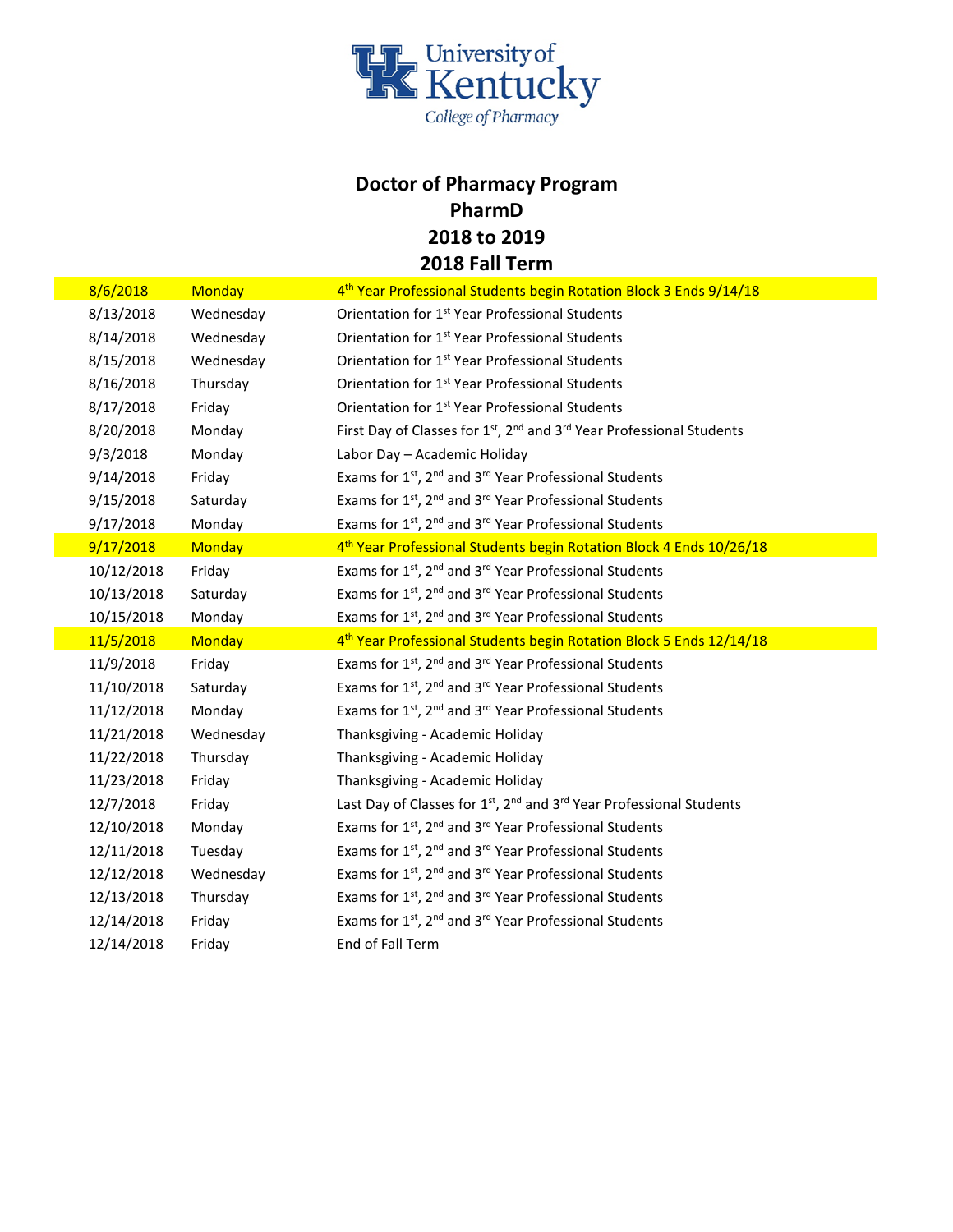University of Kentucky
College of Pharmacy

# Doctor of Pharmacy Program
## PharmD
## 2018 to 2019
## 2018 Fall Term

| Date | Day | Event |
|---|---|---|
| 8/6/2018 | Monday | 4th Year Professional Students begin Rotation Block 3 Ends 9/14/18 |
| 8/13/2018 | Wednesday | Orientation for 1st Year Professional Students |
| 8/14/2018 | Wednesday | Orientation for 1st Year Professional Students |
| 8/15/2018 | Wednesday | Orientation for 1st Year Professional Students |
| 8/16/2018 | Thursday | Orientation for 1st Year Professional Students |
| 8/17/2018 | Friday | Orientation for 1st Year Professional Students |
| 8/20/2018 | Monday | First Day of Classes for 1st, 2nd and 3rd Year Professional Students |
| 9/3/2018 | Monday | Labor Day – Academic Holiday |
| 9/14/2018 | Friday | Exams for 1st, 2nd and 3rd Year Professional Students |
| 9/15/2018 | Saturday | Exams for 1st, 2nd and 3rd Year Professional Students |
| 9/17/2018 | Monday | Exams for 1st, 2nd and 3rd Year Professional Students |
| 9/17/2018 | Monday | 4th Year Professional Students begin Rotation Block 4 Ends 10/26/18 |
| 10/12/2018 | Friday | Exams for 1st, 2nd and 3rd Year Professional Students |
| 10/13/2018 | Saturday | Exams for 1st, 2nd and 3rd Year Professional Students |
| 10/15/2018 | Monday | Exams for 1st, 2nd and 3rd Year Professional Students |
| 11/5/2018 | Monday | 4th Year Professional Students begin Rotation Block 5 Ends 12/14/18 |
| 11/9/2018 | Friday | Exams for 1st, 2nd and 3rd Year Professional Students |
| 11/10/2018 | Saturday | Exams for 1st, 2nd and 3rd Year Professional Students |
| 11/12/2018 | Monday | Exams for 1st, 2nd and 3rd Year Professional Students |
| 11/21/2018 | Wednesday | Thanksgiving - Academic Holiday |
| 11/22/2018 | Thursday | Thanksgiving - Academic Holiday |
| 11/23/2018 | Friday | Thanksgiving - Academic Holiday |
| 12/7/2018 | Friday | Last Day of Classes for 1st, 2nd and 3rd Year Professional Students |
| 12/10/2018 | Monday | Exams for 1st, 2nd and 3rd Year Professional Students |
| 12/11/2018 | Tuesday | Exams for 1st, 2nd and 3rd Year Professional Students |
| 12/12/2018 | Wednesday | Exams for 1st, 2nd and 3rd Year Professional Students |
| 12/13/2018 | Thursday | Exams for 1st, 2nd and 3rd Year Professional Students |
| 12/14/2018 | Friday | Exams for 1st, 2nd and 3rd Year Professional Students |
| 12/14/2018 | Friday | End of Fall Term |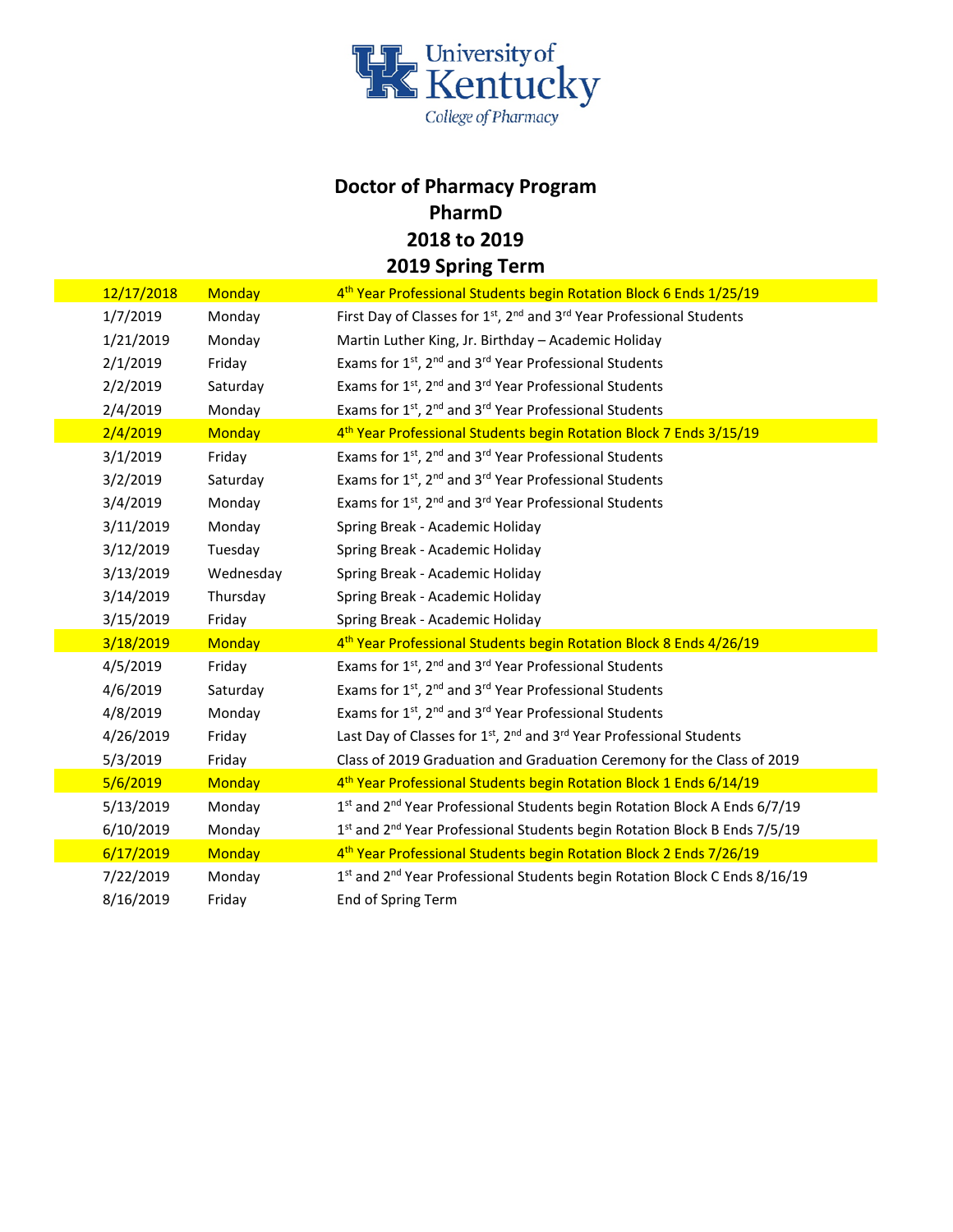University of Kentucky
College of Pharmacy

# Doctor of Pharmacy Program
## PharmD
## 2018 to 2019
## 2019 Spring Term

| | | |
|---|---|---|
| 12/17/2018 | Monday | 4th Year Professional Students begin Rotation Block 6 Ends 1/25/19 |
| 1/7/2019 | Monday | First Day of Classes for 1st, 2nd and 3rd Year Professional Students |
| 1/21/2019 | Monday | Martin Luther King, Jr. Birthday – Academic Holiday |
| 2/1/2019 | Friday | Exams for 1st, 2nd and 3rd Year Professional Students |
| 2/2/2019 | Saturday | Exams for 1st, 2nd and 3rd Year Professional Students |
| 2/4/2019 | Monday | Exams for 1st, 2nd and 3rd Year Professional Students |
| 2/4/2019 | Monday | 4th Year Professional Students begin Rotation Block 7 Ends 3/15/19 |
| 3/1/2019 | Friday | Exams for 1st, 2nd and 3rd Year Professional Students |
| 3/2/2019 | Saturday | Exams for 1st, 2nd and 3rd Year Professional Students |
| 3/4/2019 | Monday | Exams for 1st, 2nd and 3rd Year Professional Students |
| 3/11/2019 | Monday | Spring Break - Academic Holiday |
| 3/12/2019 | Tuesday | Spring Break - Academic Holiday |
| 3/13/2019 | Wednesday | Spring Break - Academic Holiday |
| 3/14/2019 | Thursday | Spring Break - Academic Holiday |
| 3/15/2019 | Friday | Spring Break - Academic Holiday |
| 3/18/2019 | Monday | 4th Year Professional Students begin Rotation Block 8 Ends 4/26/19 |
| 4/5/2019 | Friday | Exams for 1st, 2nd and 3rd Year Professional Students |
| 4/6/2019 | Saturday | Exams for 1st, 2nd and 3rd Year Professional Students |
| 4/8/2019 | Monday | Exams for 1st, 2nd and 3rd Year Professional Students |
| 4/26/2019 | Friday | Last Day of Classes for 1st, 2nd and 3rd Year Professional Students |
| 5/3/2019 | Friday | Class of 2019 Graduation and Graduation Ceremony for the Class of 2019 |
| 5/6/2019 | Monday | 4th Year Professional Students begin Rotation Block 1 Ends 6/14/19 |
| 5/13/2019 | Monday | 1st and 2nd Year Professional Students begin Rotation Block A Ends 6/7/19 |
| 6/10/2019 | Monday | 1st and 2nd Year Professional Students begin Rotation Block B Ends 7/5/19 |
| 6/17/2019 | Monday | 4th Year Professional Students begin Rotation Block 2 Ends 7/26/19 |
| 7/22/2019 | Monday | 1st and 2nd Year Professional Students begin Rotation Block C Ends 8/16/19 |
| 8/16/2019 | Friday | End of Spring Term |